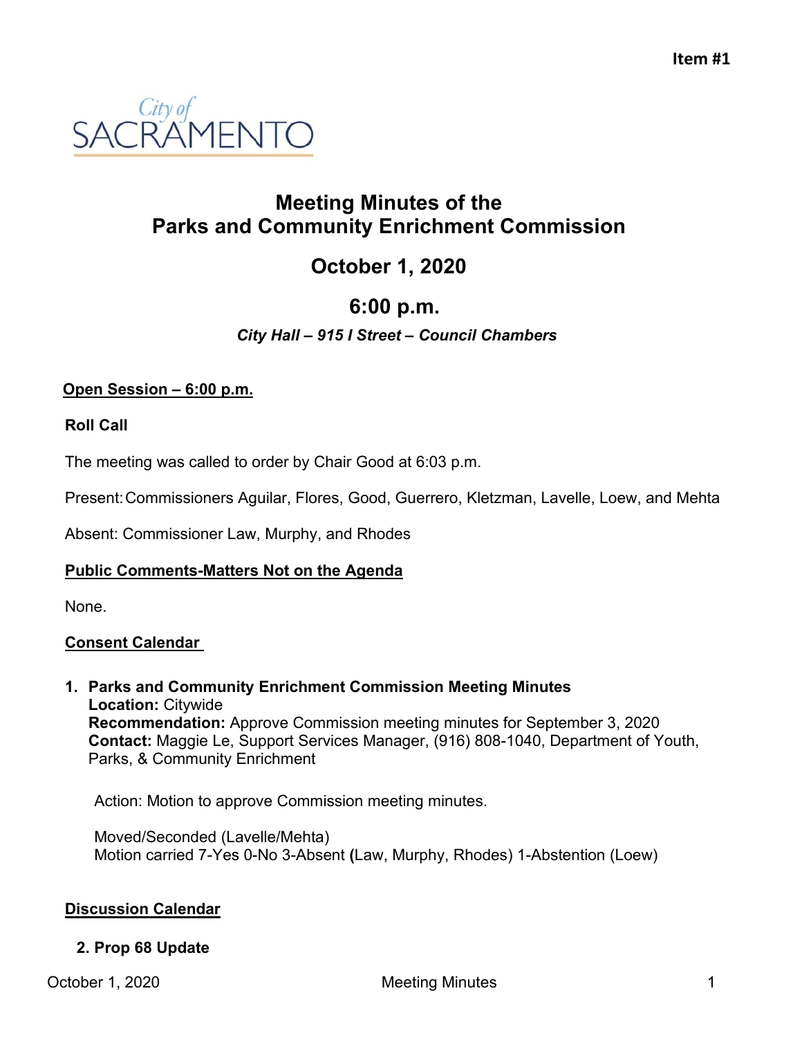Item #1

City of SACRAMENTO

# Meeting Minutes of the Parks and Community Enrichment Commission

## October 1, 2020

## 6:00 p.m.

***City Hall – 915 I Street – Council Chambers***

**Open Session – 6:00 p.m.**

**Roll Call**

The meeting was called to order by Chair Good at 6:03 p.m.

Present: Commissioners Aguilar, Flores, Good, Guerrero, Kletzman, Lavelle, Loew, and Mehta

Absent: Commissioner Law, Murphy, and Rhodes

**Public Comments-Matters Not on the Agenda**

None.

**Consent Calendar**

1. **Parks and Community Enrichment Commission Meeting Minutes**
   **Location:** Citywide
   **Recommendation:** Approve Commission meeting minutes for September 3, 2020
   **Contact:** Maggie Le, Support Services Manager, (916) 808-1040, Department of Youth, Parks, & Community Enrichment

   Action: Motion to approve Commission meeting minutes.

   Moved/Seconded (Lavelle/Mehta)
   Motion carried 7-Yes 0-No 3-Absent **(**Law, Murphy, Rhodes) 1-Abstention (Loew)

**Discussion Calendar**

2. **Prop 68 Update**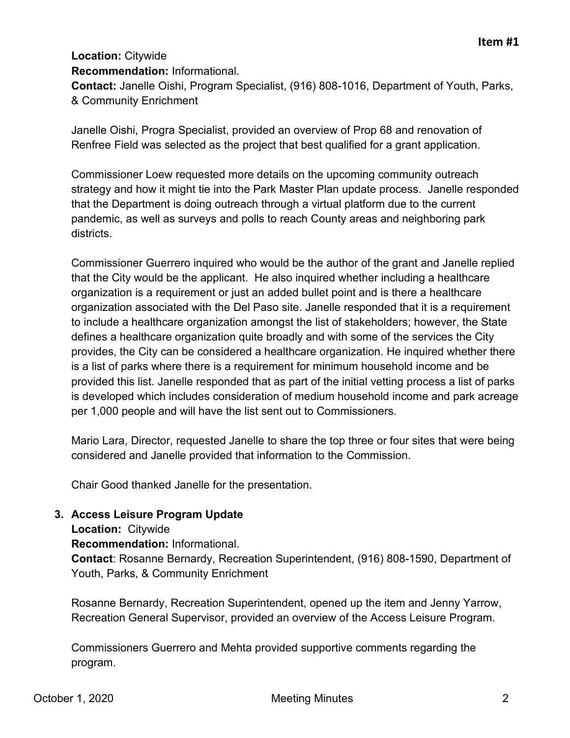**Location:** Citywide
**Recommendation:** Informational.
**Contact:** Janelle Oishi, Program Specialist, (916) 808-1016, Department of Youth, Parks, & Community Enrichment

Janelle Oishi, Progra Specialist, provided an overview of Prop 68 and renovation of Renfree Field was selected as the project that best qualified for a grant application.

Commissioner Loew requested more details on the upcoming community outreach strategy and how it might tie into the Park Master Plan update process. Janelle responded that the Department is doing outreach through a virtual platform due to the current pandemic, as well as surveys and polls to reach County areas and neighboring park districts.

Commissioner Guerrero inquired who would be the author of the grant and Janelle replied that the City would be the applicant. He also inquired whether including a healthcare organization is a requirement or just an added bullet point and is there a healthcare organization associated with the Del Paso site. Janelle responded that it is a requirement to include a healthcare organization amongst the list of stakeholders; however, the State defines a healthcare organization quite broadly and with some of the services the City provides, the City can be considered a healthcare organization. He inquired whether there is a list of parks where there is a requirement for minimum household income and be provided this list. Janelle responded that as part of the initial vetting process a list of parks is developed which includes consideration of medium household income and park acreage per 1,000 people and will have the list sent out to Commissioners.

Mario Lara, Director, requested Janelle to share the top three or four sites that were being considered and Janelle provided that information to the Commission.

Chair Good thanked Janelle for the presentation.

**3. Access Leisure Program Update**

**Location:** Citywide
**Recommendation:** Informational.
**Contact**: Rosanne Bernardy, Recreation Superintendent, (916) 808-1590, Department of Youth, Parks, & Community Enrichment

Rosanne Bernardy, Recreation Superintendent, opened up the item and Jenny Yarrow, Recreation General Supervisor, provided an overview of the Access Leisure Program.

Commissioners Guerrero and Mehta provided supportive comments regarding the program.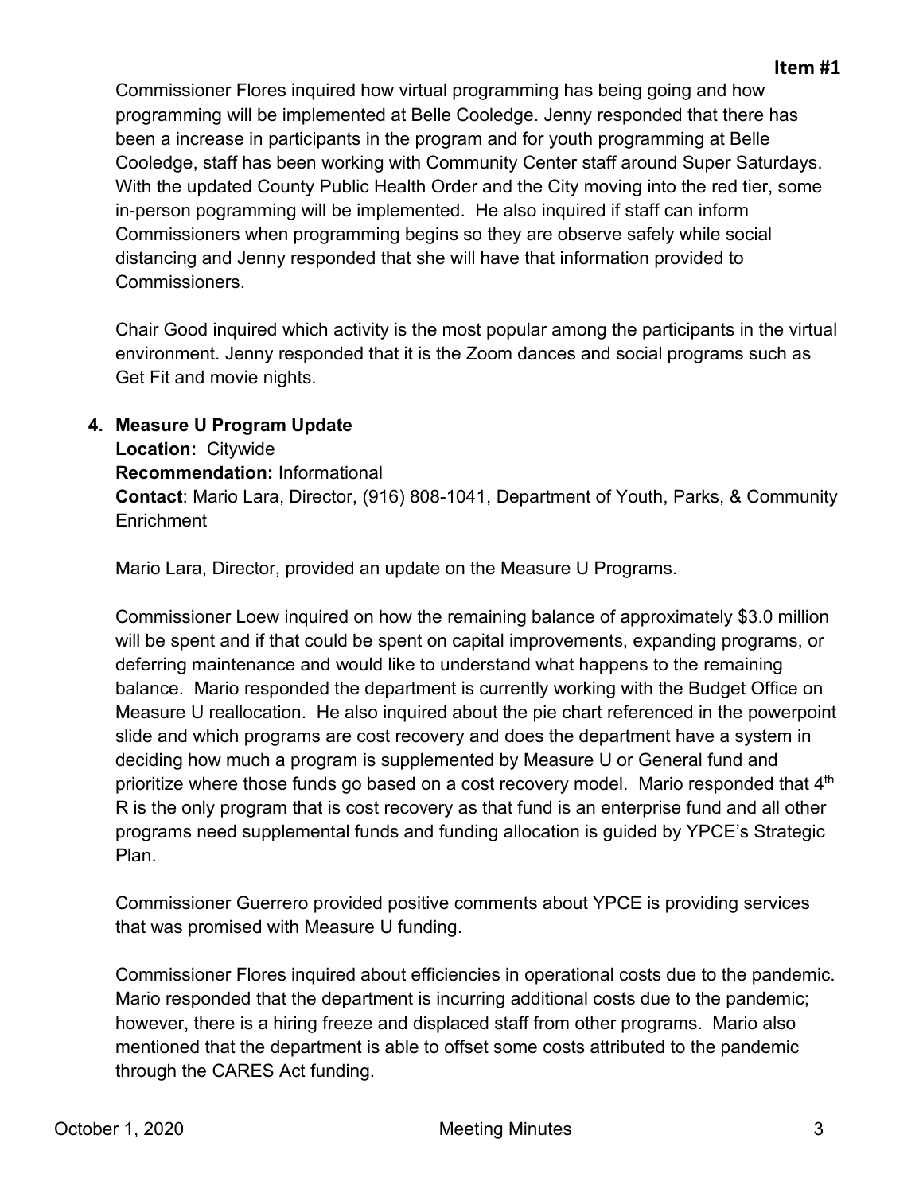Commissioner Flores inquired how virtual programming has being going and how programming will be implemented at Belle Cooledge. Jenny responded that there has been a increase in participants in the program and for youth programming at Belle Cooledge, staff has been working with Community Center staff around Super Saturdays. With the updated County Public Health Order and the City moving into the red tier, some in-person pogramming will be implemented. He also inquired if staff can inform Commissioners when programming begins so they are observe safely while social distancing and Jenny responded that she will have that information provided to Commissioners.

Chair Good inquired which activity is the most popular among the participants in the virtual environment. Jenny responded that it is the Zoom dances and social programs such as Get Fit and movie nights.

**4. Measure U Program Update**
**Location:** Citywide
**Recommendation:** Informational
**Contact**: Mario Lara, Director, (916) 808-1041, Department of Youth, Parks, & Community Enrichment

Mario Lara, Director, provided an update on the Measure U Programs.

Commissioner Loew inquired on how the remaining balance of approximately $3.0 million will be spent and if that could be spent on capital improvements, expanding programs, or deferring maintenance and would like to understand what happens to the remaining balance. Mario responded the department is currently working with the Budget Office on Measure U reallocation. He also inquired about the pie chart referenced in the powerpoint slide and which programs are cost recovery and does the department have a system in deciding how much a program is supplemented by Measure U or General fund and prioritize where those funds go based on a cost recovery model. Mario responded that 4th R is the only program that is cost recovery as that fund is an enterprise fund and all other programs need supplemental funds and funding allocation is guided by YPCE's Strategic Plan.

Commissioner Guerrero provided positive comments about YPCE is providing services that was promised with Measure U funding.

Commissioner Flores inquired about efficiencies in operational costs due to the pandemic. Mario responded that the department is incurring additional costs due to the pandemic; however, there is a hiring freeze and displaced staff from other programs. Mario also mentioned that the department is able to offset some costs attributed to the pandemic through the CARES Act funding.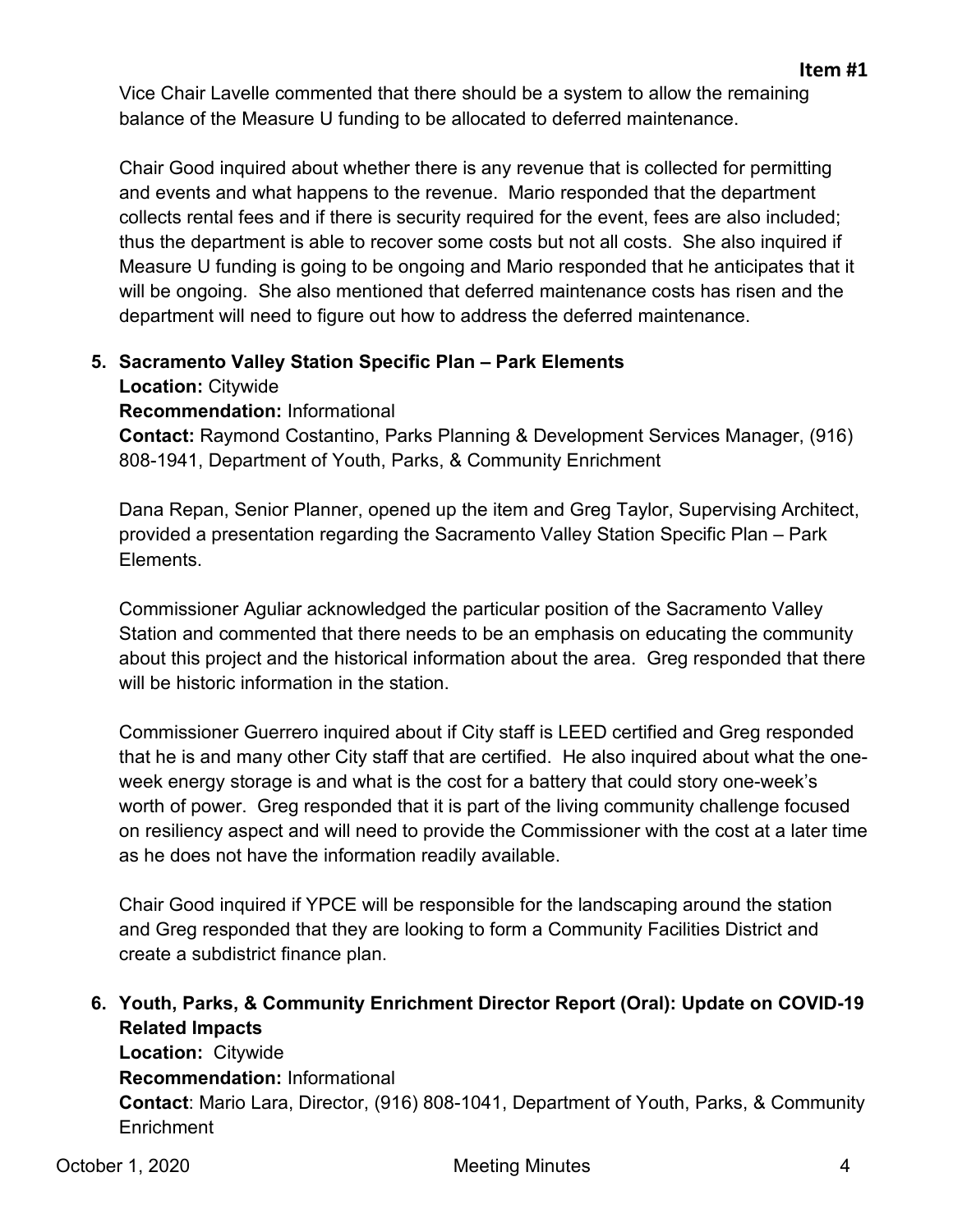Vice Chair Lavelle commented that there should be a system to allow the remaining balance of the Measure U funding to be allocated to deferred maintenance.

Chair Good inquired about whether there is any revenue that is collected for permitting and events and what happens to the revenue. Mario responded that the department collects rental fees and if there is security required for the event, fees are also included; thus the department is able to recover some costs but not all costs. She also inquired if Measure U funding is going to be ongoing and Mario responded that he anticipates that it will be ongoing. She also mentioned that deferred maintenance costs has risen and the department will need to figure out how to address the deferred maintenance.

**5. Sacramento Valley Station Specific Plan – Park Elements**

**Location:** Citywide

**Recommendation:** Informational

**Contact:** Raymond Costantino, Parks Planning & Development Services Manager, (916) 808-1941, Department of Youth, Parks, & Community Enrichment

Dana Repan, Senior Planner, opened up the item and Greg Taylor, Supervising Architect, provided a presentation regarding the Sacramento Valley Station Specific Plan – Park Elements.

Commissioner Aguliar acknowledged the particular position of the Sacramento Valley Station and commented that there needs to be an emphasis on educating the community about this project and the historical information about the area. Greg responded that there will be historic information in the station.

Commissioner Guerrero inquired about if City staff is LEED certified and Greg responded that he is and many other City staff that are certified. He also inquired about what the one-week energy storage is and what is the cost for a battery that could story one-week's worth of power. Greg responded that it is part of the living community challenge focused on resiliency aspect and will need to provide the Commissioner with the cost at a later time as he does not have the information readily available.

Chair Good inquired if YPCE will be responsible for the landscaping around the station and Greg responded that they are looking to form a Community Facilities District and create a subdistrict finance plan.

**6. Youth, Parks, & Community Enrichment Director Report (Oral): Update on COVID-19 Related Impacts**

**Location:** Citywide

**Recommendation:** Informational

**Contact**: Mario Lara, Director, (916) 808-1041, Department of Youth, Parks, & Community Enrichment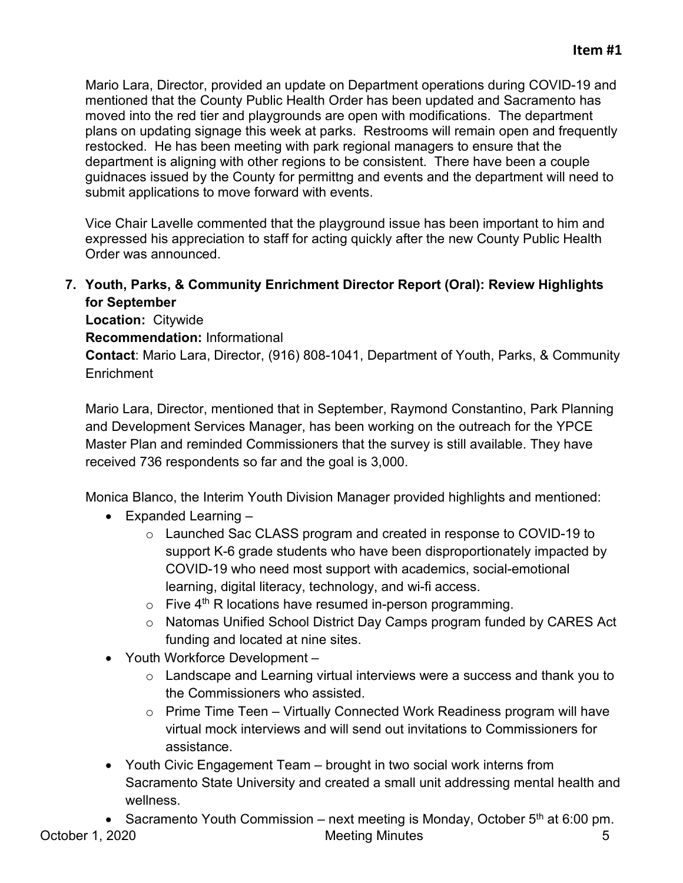**Item #1**

Mario Lara, Director, provided an update on Department operations during COVID-19 and mentioned that the County Public Health Order has been updated and Sacramento has moved into the red tier and playgrounds are open with modifications. The department plans on updating signage this week at parks. Restrooms will remain open and frequently restocked. He has been meeting with park regional managers to ensure that the department is aligning with other regions to be consistent. There have been a couple guidnaces issued by the County for permittng and events and the department will need to submit applications to move forward with events.

Vice Chair Lavelle commented that the playground issue has been important to him and expressed his appreciation to staff for acting quickly after the new County Public Health Order was announced.

**7. Youth, Parks, & Community Enrichment Director Report (Oral): Review Highlights for September**

**Location:** Citywide

**Recommendation:** Informational

**Contact**: Mario Lara, Director, (916) 808-1041, Department of Youth, Parks, & Community Enrichment

Mario Lara, Director, mentioned that in September, Raymond Constantino, Park Planning and Development Services Manager, has been working on the outreach for the YPCE Master Plan and reminded Commissioners that the survey is still available. They have received 736 respondents so far and the goal is 3,000.

Monica Blanco, the Interim Youth Division Manager provided highlights and mentioned:

- Expanded Learning –
  - Launched Sac CLASS program and created in response to COVID-19 to support K-6 grade students who have been disproportionately impacted by COVID-19 who need most support with academics, social-emotional learning, digital literacy, technology, and wi-fi access.
  - Five 4th R locations have resumed in-person programming.
  - Natomas Unified School District Day Camps program funded by CARES Act funding and located at nine sites.
- Youth Workforce Development –
  - Landscape and Learning virtual interviews were a success and thank you to the Commissioners who assisted.
  - Prime Time Teen – Virtually Connected Work Readiness program will have virtual mock interviews and will send out invitations to Commissioners for assistance.
- Youth Civic Engagement Team – brought in two social work interns from Sacramento State University and created a small unit addressing mental health and wellness.
- Sacramento Youth Commission – next meeting is Monday, October 5th at 6:00 pm.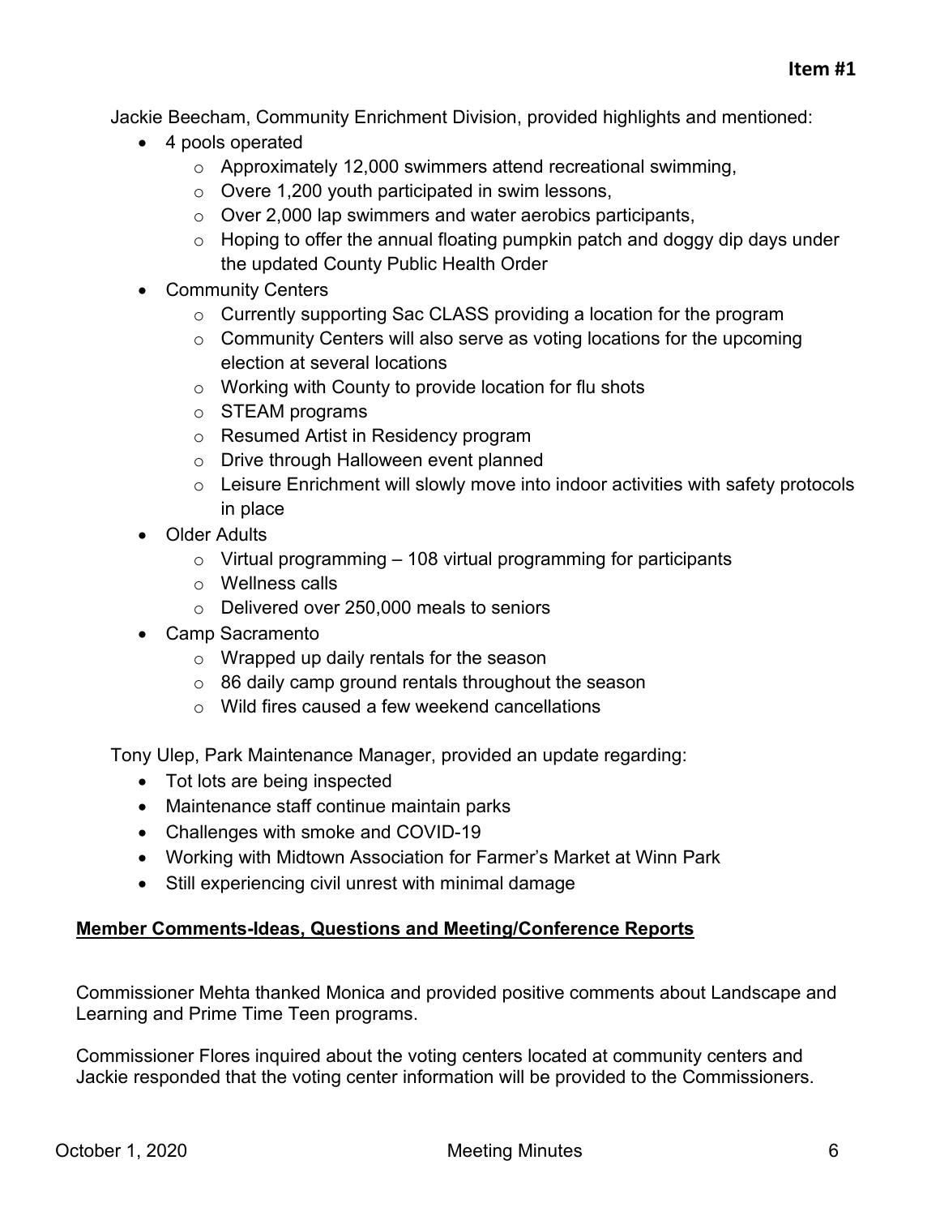**Item #1**

Jackie Beecham, Community Enrichment Division, provided highlights and mentioned:

- 4 pools operated
  - Approximately 12,000 swimmers attend recreational swimming,
  - Overe 1,200 youth participated in swim lessons,
  - Over 2,000 lap swimmers and water aerobics participants,
  - Hoping to offer the annual floating pumpkin patch and doggy dip days under the updated County Public Health Order
- Community Centers
  - Currently supporting Sac CLASS providing a location for the program
  - Community Centers will also serve as voting locations for the upcoming election at several locations
  - Working with County to provide location for flu shots
  - STEAM programs
  - Resumed Artist in Residency program
  - Drive through Halloween event planned
  - Leisure Enrichment will slowly move into indoor activities with safety protocols in place
- Older Adults
  - Virtual programming – 108 virtual programming for participants
  - Wellness calls
  - Delivered over 250,000 meals to seniors
- Camp Sacramento
  - Wrapped up daily rentals for the season
  - 86 daily camp ground rentals throughout the season
  - Wild fires caused a few weekend cancellations

Tony Ulep, Park Maintenance Manager, provided an update regarding:

- Tot lots are being inspected
- Maintenance staff continue maintain parks
- Challenges with smoke and COVID-19
- Working with Midtown Association for Farmer's Market at Winn Park
- Still experiencing civil unrest with minimal damage

## Member Comments-Ideas, Questions and Meeting/Conference Reports

Commissioner Mehta thanked Monica and provided positive comments about Landscape and Learning and Prime Time Teen programs.

Commissioner Flores inquired about the voting centers located at community centers and Jackie responded that the voting center information will be provided to the Commissioners.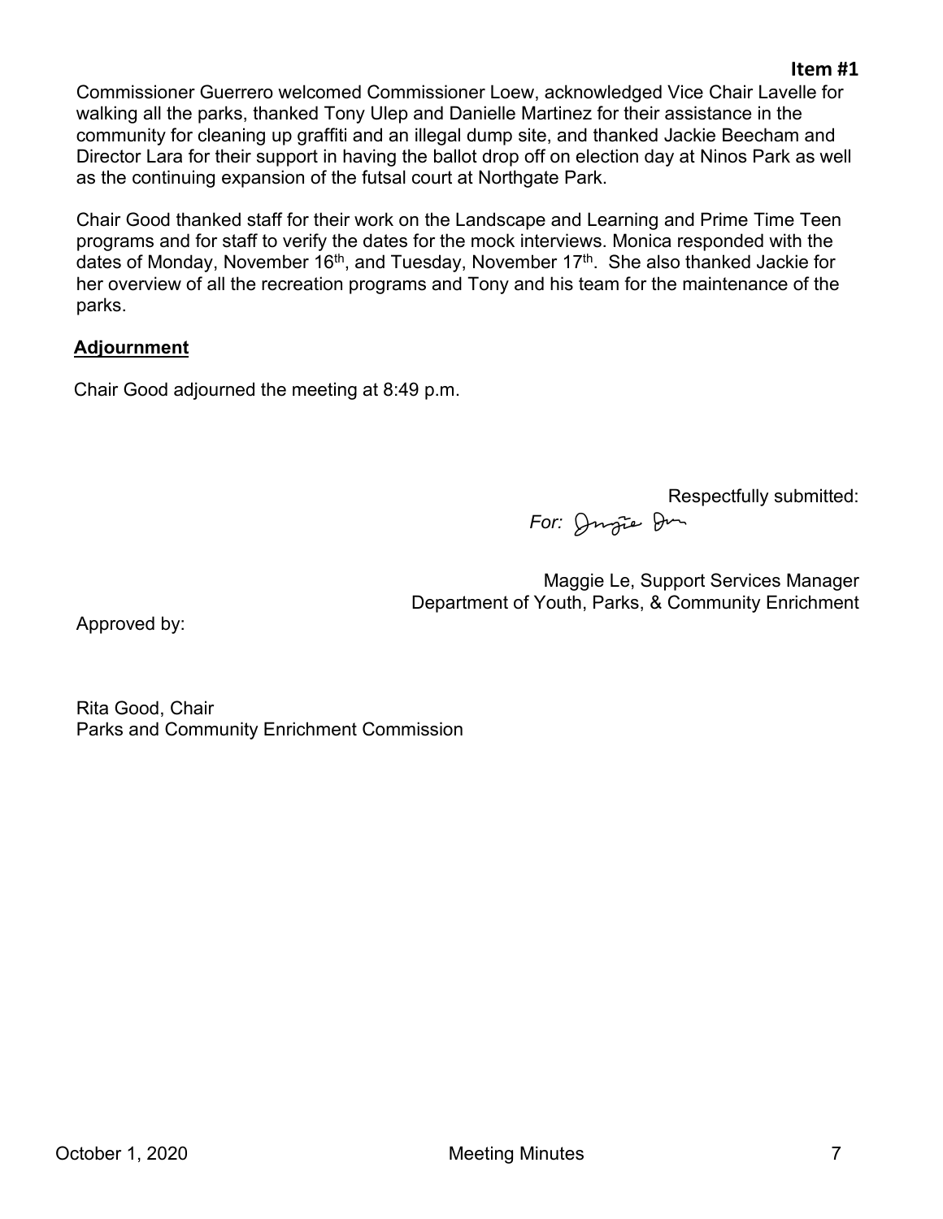**Item #1**

Commissioner Guerrero welcomed Commissioner Loew, acknowledged Vice Chair Lavelle for walking all the parks, thanked Tony Ulep and Danielle Martinez for their assistance in the community for cleaning up graffiti and an illegal dump site, and thanked Jackie Beecham and Director Lara for their support in having the ballot drop off on election day at Ninos Park as well as the continuing expansion of the futsal court at Northgate Park.

Chair Good thanked staff for their work on the Landscape and Learning and Prime Time Teen programs and for staff to verify the dates for the mock interviews. Monica responded with the dates of Monday, November 16th, and Tuesday, November 17th. She also thanked Jackie for her overview of all the recreation programs and Tony and his team for the maintenance of the parks.

## Adjournment

Chair Good adjourned the meeting at 8:49 p.m.

Respectfully submitted:

*For:* Angie Jun

Maggie Le, Support Services Manager
Department of Youth, Parks, & Community Enrichment

Approved by:

Rita Good, Chair
Parks and Community Enrichment Commission

October 1, 2020 Meeting Minutes